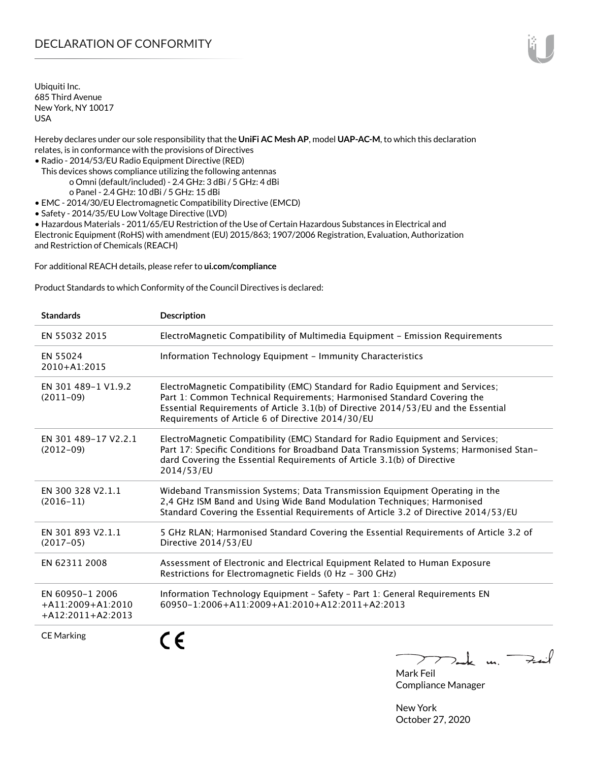# DECLARATION OF CONFORMITY

Ubiquiti Inc.
685 Third Avenue
New York, NY 10017
USA

Hereby declares under our sole responsibility that the **UniFi AC Mesh AP**, model **UAP-AC-M**, to which this declaration relates, is in conformance with the provisions of Directives

- Radio - 2014/53/EU Radio Equipment Directive (RED)
  This devices shows compliance utilizing the following antennas
    - o Omni (default/included) - 2.4 GHz: 3 dBi / 5 GHz: 4 dBi
    - o Panel - 2.4 GHz: 10 dBi / 5 GHz: 15 dBi
- EMC - 2014/30/EU Electromagnetic Compatibility Directive (EMCD)
- Safety - 2014/35/EU Low Voltage Directive (LVD)
- Hazardous Materials - 2011/65/EU Restriction of the Use of Certain Hazardous Substances in Electrical and Electronic Equipment (RoHS) with amendment (EU) 2015/863; 1907/2006 Registration, Evaluation, Authorization and Restriction of Chemicals (REACH)

For additional REACH details, please refer to **ui.com/compliance**

Product Standards to which Conformity of the Council Directives is declared:

| Standards | Description |
|---|---|
| EN 55032 2015 | ElectroMagnetic Compatibility of Multimedia Equipment – Emission Requirements |
| EN 55024 2010+A1:2015 | Information Technology Equipment – Immunity Characteristics |
| EN 301 489-1 V1.9.2 (2011-09) | ElectroMagnetic Compatibility (EMC) Standard for Radio Equipment and Services; Part 1: Common Technical Requirements; Harmonised Standard Covering the Essential Requirements of Article 3.1(b) of Directive 2014/53/EU and the Essential Requirements of Article 6 of Directive 2014/30/EU |
| EN 301 489-17 V2.2.1 (2012-09) | ElectroMagnetic Compatibility (EMC) Standard for Radio Equipment and Services; Part 17: Specific Conditions for Broadband Data Transmission Systems; Harmonised Standard Covering the Essential Requirements of Article 3.1(b) of Directive 2014/53/EU |
| EN 300 328 V2.1.1 (2016-11) | Wideband Transmission Systems; Data Transmission Equipment Operating in the 2,4 GHz ISM Band and Using Wide Band Modulation Techniques; Harmonised Standard Covering the Essential Requirements of Article 3.2 of Directive 2014/53/EU |
| EN 301 893 V2.1.1 (2017-05) | 5 GHz RLAN; Harmonised Standard Covering the Essential Requirements of Article 3.2 of Directive 2014/53/EU |
| EN 62311 2008 | Assessment of Electronic and Electrical Equipment Related to Human Exposure Restrictions for Electromagnetic Fields (0 Hz – 300 GHz) |
| EN 60950-1 2006 +A11:2009+A1:2010 +A12:2011+A2:2013 | Information Technology Equipment – Safety – Part 1: General Requirements EN 60950-1:2006+A11:2009+A1:2010+A12:2011+A2:2013 |
| CE Marking | CE |

Mark Feil
Compliance Manager

New York
October 27, 2020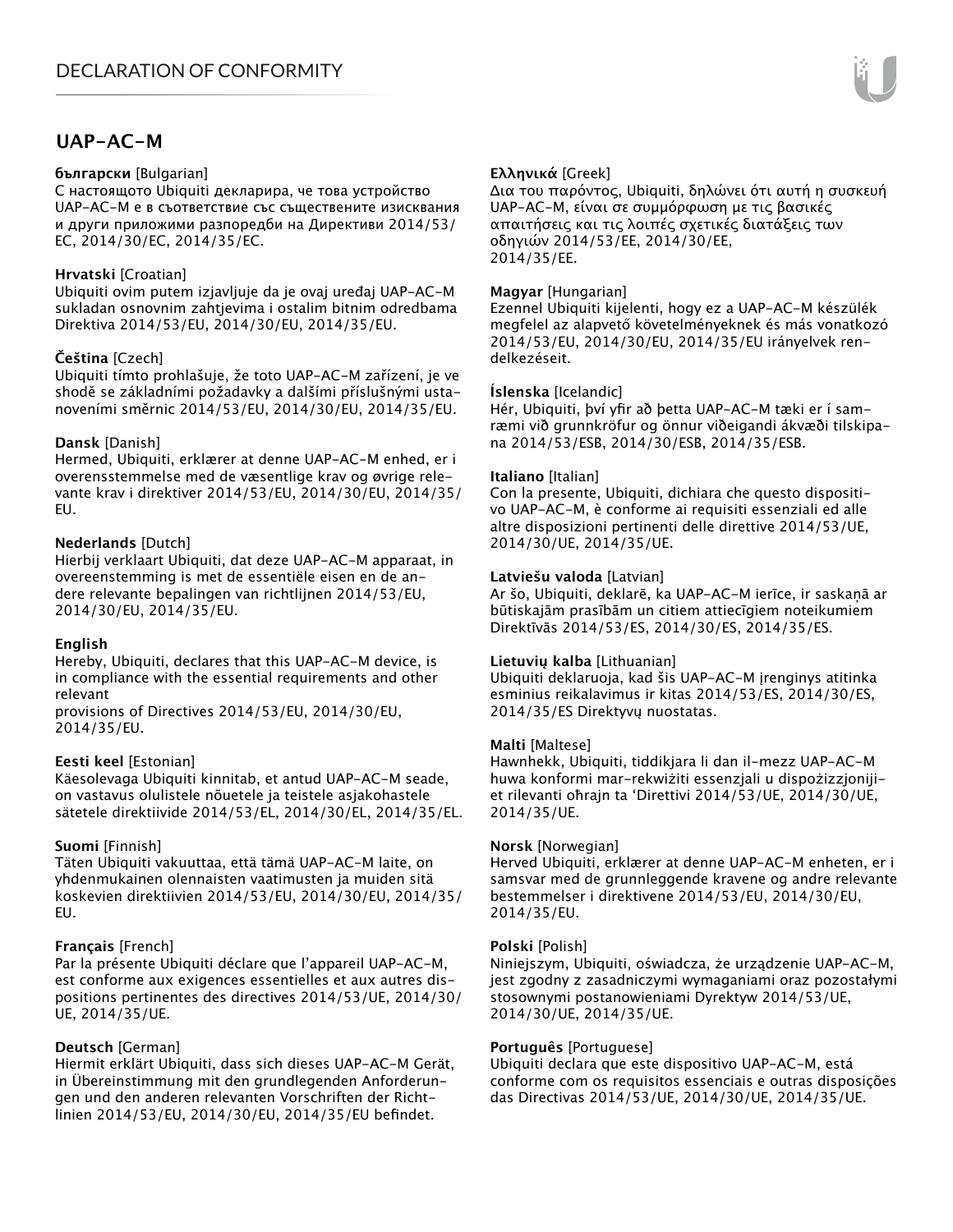# DECLARATION OF CONFORMITY

## UAP-AC-M

**български** [Bulgarian]
С настоящото Ubiquiti декларира, че това устройство UAP-AC-M е в съответствие със съществените изисквания и други приложими разпоредби на Директиви 2014/53/EC, 2014/30/EC, 2014/35/EC.

**Hrvatski** [Croatian]
Ubiquiti ovim putem izjavljuje da je ovaj uređaj UAP-AC-M sukladan osnovnim zahtjevima i ostalim bitnim odredbama Direktiva 2014/53/EU, 2014/30/EU, 2014/35/EU.

**Čeština** [Czech]
Ubiquiti tímto prohlašuje, že toto UAP-AC-M zařízení, je ve shodě se základními požadavky a dalšími příslušnými ustanoveními směrnic 2014/53/EU, 2014/30/EU, 2014/35/EU.

**Dansk** [Danish]
Hermed, Ubiquiti, erklærer at denne UAP-AC-M enhed, er i overensstemmelse med de væsentlige krav og øvrige relevante krav i direktiver 2014/53/EU, 2014/30/EU, 2014/35/EU.

**Nederlands** [Dutch]
Hierbij verklaart Ubiquiti, dat deze UAP-AC-M apparaat, in overeenstemming is met de essentiële eisen en de andere relevante bepalingen van richtlijnen 2014/53/EU, 2014/30/EU, 2014/35/EU.

**English**
Hereby, Ubiquiti, declares that this UAP-AC-M device, is in compliance with the essential requirements and other relevant
provisions of Directives 2014/53/EU, 2014/30/EU, 2014/35/EU.

**Eesti keel** [Estonian]
Käesolevaga Ubiquiti kinnitab, et antud UAP-AC-M seade, on vastavus olulistele nõuetele ja teistele asjakohastele sätetele direktiivide 2014/53/EL, 2014/30/EL, 2014/35/EL.

**Suomi** [Finnish]
Täten Ubiquiti vakuuttaa, että tämä UAP-AC-M laite, on yhdenmukainen olennaisten vaatimusten ja muiden sitä koskevien direktiivien 2014/53/EU, 2014/30/EU, 2014/35/EU.

**Français** [French]
Par la présente Ubiquiti déclare que l'appareil UAP-AC-M, est conforme aux exigences essentielles et aux autres dispositions pertinentes des directives 2014/53/UE, 2014/30/UE, 2014/35/UE.

**Deutsch** [German]
Hiermit erklärt Ubiquiti, dass sich dieses UAP-AC-M Gerät, in Übereinstimmung mit den grundlegenden Anforderungen und den anderen relevanten Vorschriften der Richtlinien 2014/53/EU, 2014/30/EU, 2014/35/EU befindet.

**Ελληνικά** [Greek]
Δια του παρόντος, Ubiquiti, δηλώνει ότι αυτή η συσκευή UAP-AC-M, είναι σε συμμόρφωση με τις βασικές απαιτήσεις και τις λοιπές σχετικές διατάξεις των οδηγιών 2014/53/EE, 2014/30/EE, 2014/35/EE.

**Magyar** [Hungarian]
Ezennel Ubiquiti kijelenti, hogy ez a UAP-AC-M készülék megfelel az alapvető követelményeknek és más vonatkozó 2014/53/EU, 2014/30/EU, 2014/35/EU irányelvek rendelkezéseit.

**Íslenska** [Icelandic]
Hér, Ubiquiti, því yfir að þetta UAP-AC-M tæki er í samræmi við grunnkröfur og önnur viðeigandi ákvæði tilskipana 2014/53/ESB, 2014/30/ESB, 2014/35/ESB.

**Italiano** [Italian]
Con la presente, Ubiquiti, dichiara che questo dispositivo UAP-AC-M, è conforme ai requisiti essenziali ed alle altre disposizioni pertinenti delle direttive 2014/53/UE, 2014/30/UE, 2014/35/UE.

**Latviešu valoda** [Latvian]
Ar šo, Ubiquiti, deklarē, ka UAP-AC-M ierīce, ir saskaņā ar būtiskajām prasībām un citiem attiecīgiem noteikumiem Direktīvās 2014/53/ES, 2014/30/ES, 2014/35/ES.

**Lietuvių kalba** [Lithuanian]
Ubiquiti deklaruoja, kad šis UAP-AC-M įrenginys atitinka esminius reikalavimus ir kitas 2014/53/ES, 2014/30/ES, 2014/35/ES Direktyvų nuostatas.

**Malti** [Maltese]
Hawnhekk, Ubiquiti, tiddikjara li dan il-mezz UAP-AC-M huwa konformi mar-rekwiżiti essenzjali u dispożizzjonijiet rilevanti oħrajn ta 'Direttivi 2014/53/UE, 2014/30/UE, 2014/35/UE.

**Norsk** [Norwegian]
Herved Ubiquiti, erklærer at denne UAP-AC-M enheten, er i samsvar med de grunnleggende kravene og andre relevante bestemmelser i direktivene 2014/53/EU, 2014/30/EU, 2014/35/EU.

**Polski** [Polish]
Niniejszym, Ubiquiti, oświadcza, że urządzenie UAP-AC-M, jest zgodny z zasadniczymi wymaganiami oraz pozostałymi stosownymi postanowieniami Dyrektyw 2014/53/UE, 2014/30/UE, 2014/35/UE.

**Português** [Portuguese]
Ubiquiti declara que este dispositivo UAP-AC-M, está conforme com os requisitos essenciais e outras disposições das Directivas 2014/53/UE, 2014/30/UE, 2014/35/UE.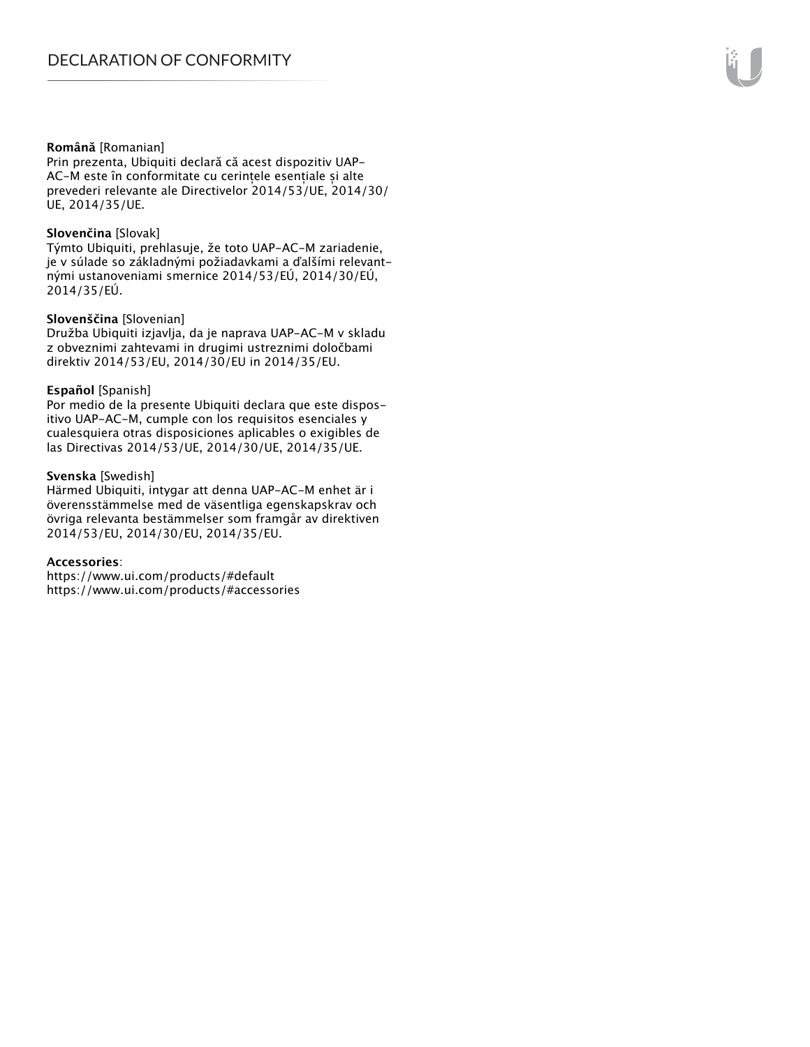**Română** [Romanian]
Prin prezenta, Ubiquiti declară că acest dispozitiv UAP-AC-M este în conformitate cu cerințele esențiale și alte prevederi relevante ale Directivelor 2014/53/UE, 2014/30/UE, 2014/35/UE.

**Slovenčina** [Slovak]
Týmto Ubiquiti, prehlasuje, že toto UAP-AC-M zariadenie, je v súlade so základnými požiadavkami a ďalšími relevantnými ustanoveniami smernice 2014/53/EÚ, 2014/30/EÚ, 2014/35/EÚ.

**Slovenščina** [Slovenian]
Družba Ubiquiti izjavlja, da je naprava UAP-AC-M v skladu z obveznimi zahtevami in drugimi ustreznimi določbami direktiv 2014/53/EU, 2014/30/EU in 2014/35/EU.

**Español** [Spanish]
Por medio de la presente Ubiquiti declara que este dispositivo UAP-AC-M, cumple con los requisitos esenciales y cualesquiera otras disposiciones aplicables o exigibles de las Directivas 2014/53/UE, 2014/30/UE, 2014/35/UE.

**Svenska** [Swedish]
Härmed Ubiquiti, intygar att denna UAP-AC-M enhet är i överensstämmelse med de väsentliga egenskapskrav och övriga relevanta bestämmelser som framgår av direktiven 2014/53/EU, 2014/30/EU, 2014/35/EU.

**Accessories**:
https://www.ui.com/products/#default
https://www.ui.com/products/#accessories